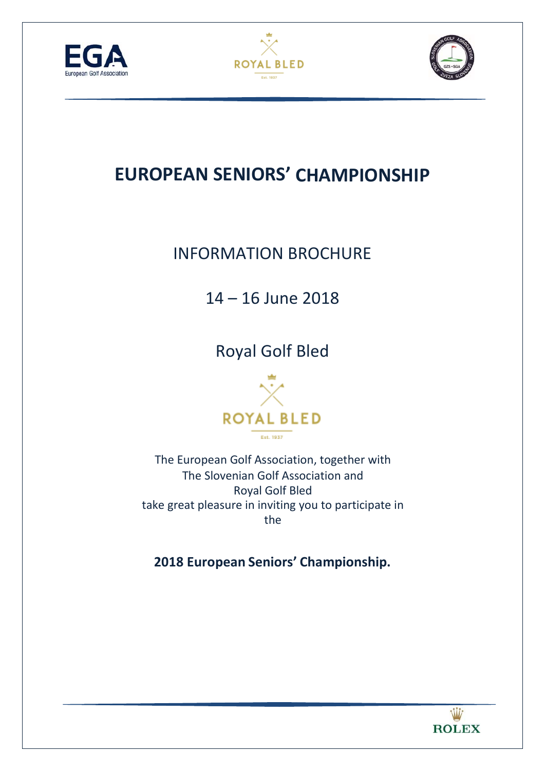# EUROPEAN SENIORS' CHAMPIONSHIP

## INFORMATION BROCHURE

## 14 – 16 June 2018

## Royal Golf Bled

The European Golf Association, together with
The Slovenian Golf Association and
Royal Golf Bled
take great pleasure in inviting you to participate in the

**2018 European Seniors' Championship.**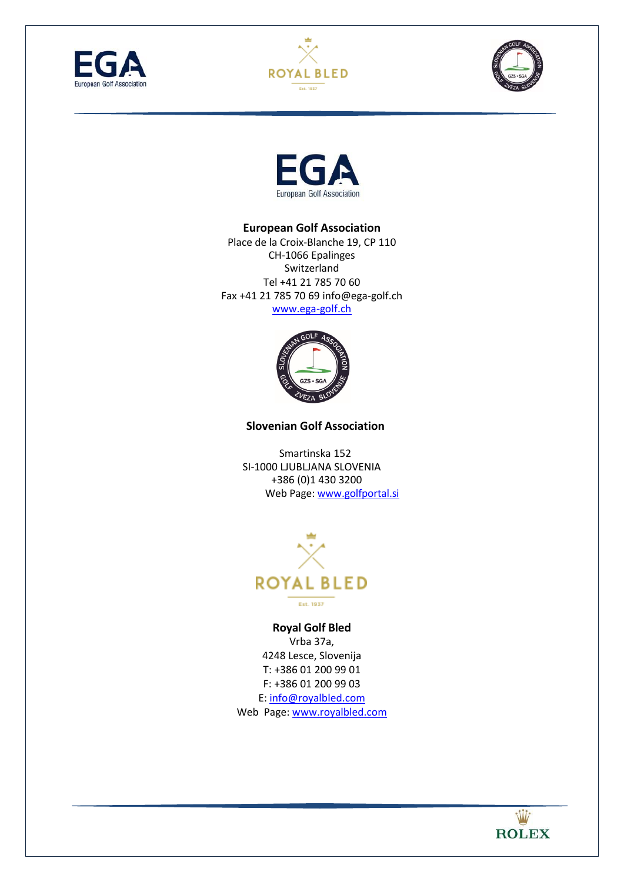**European Golf Association**
Place de la Croix-Blanche 19, CP 110
CH-1066 Epalinges
Switzerland
Tel +41 21 785 70 60
Fax +41 21 785 70 69 info@ega-golf.ch
www.ega-golf.ch

**Slovenian Golf Association**

Smartinska 152
SI-1000 LJUBLJANA SLOVENIA
+386 (0)1 430 3200
Web Page: www.golfportal.si

**Royal Golf Bled**
Vrba 37a,
4248 Lesce, Slovenija
T: +386 01 200 99 01
F: +386 01 200 99 03
E: info@royalbled.com
Web Page: www.royalbled.com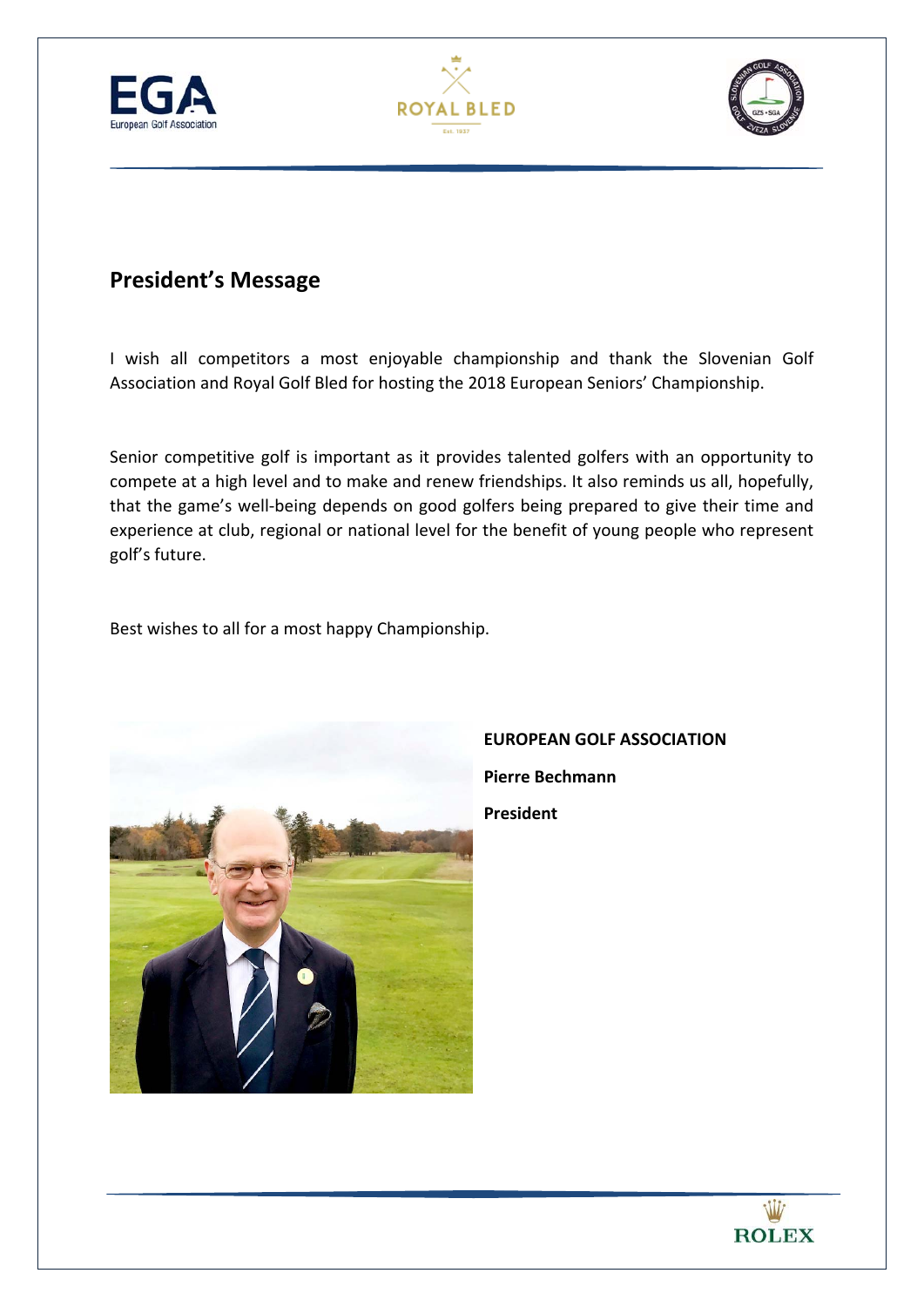## President's Message

I wish all competitors a most enjoyable championship and thank the Slovenian Golf Association and Royal Golf Bled for hosting the 2018 European Seniors' Championship.

Senior competitive golf is important as it provides talented golfers with an opportunity to compete at a high level and to make and renew friendships. It also reminds us all, hopefully, that the game's well-being depends on good golfers being prepared to give their time and experience at club, regional or national level for the benefit of young people who represent golf's future.

Best wishes to all for a most happy Championship.

**EUROPEAN GOLF ASSOCIATION**

**Pierre Bechmann**

**President**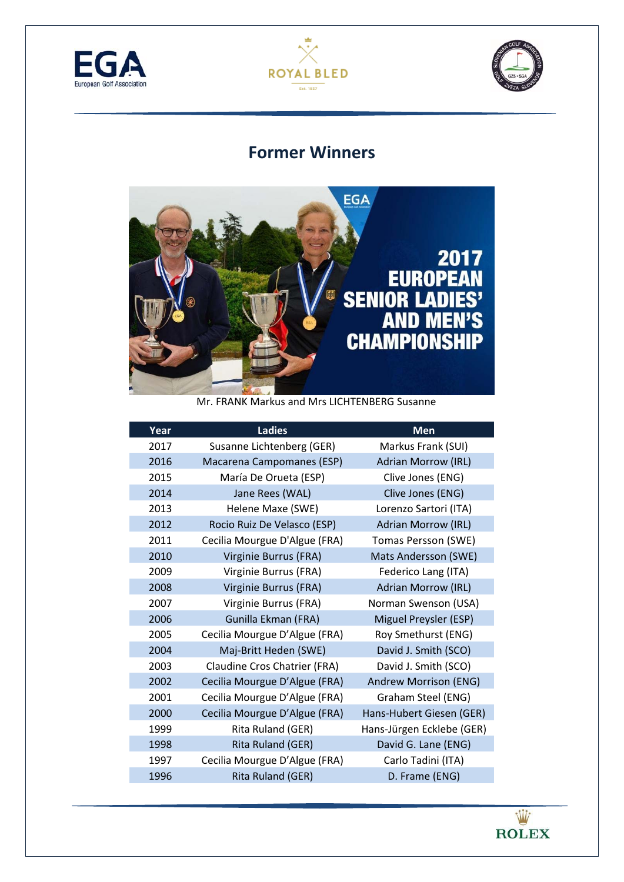# Former Winners

Mr. FRANK Markus and Mrs LICHTENBERG Susanne

| Year | Ladies | Men |
|---|---|---|
| 2017 | Susanne Lichtenberg (GER) | Markus Frank (SUI) |
| 2016 | Macarena Campomanes (ESP) | Adrian Morrow (IRL) |
| 2015 | María De Orueta (ESP) | Clive Jones (ENG) |
| 2014 | Jane Rees (WAL) | Clive Jones (ENG) |
| 2013 | Helene Maxe (SWE) | Lorenzo Sartori (ITA) |
| 2012 | Rocio Ruiz De Velasco (ESP) | Adrian Morrow (IRL) |
| 2011 | Cecilia Mourgue D'Algue (FRA) | Tomas Persson (SWE) |
| 2010 | Virginie Burrus (FRA) | Mats Andersson (SWE) |
| 2009 | Virginie Burrus (FRA) | Federico Lang (ITA) |
| 2008 | Virginie Burrus (FRA) | Adrian Morrow (IRL) |
| 2007 | Virginie Burrus (FRA) | Norman Swenson (USA) |
| 2006 | Gunilla Ekman (FRA) | Miguel Preysler (ESP) |
| 2005 | Cecilia Mourgue D'Algue (FRA) | Roy Smethurst (ENG) |
| 2004 | Maj-Britt Heden (SWE) | David J. Smith (SCO) |
| 2003 | Claudine Cros Chatrier (FRA) | David J. Smith (SCO) |
| 2002 | Cecilia Mourgue D'Algue (FRA) | Andrew Morrison (ENG) |
| 2001 | Cecilia Mourgue D'Algue (FRA) | Graham Steel (ENG) |
| 2000 | Cecilia Mourgue D'Algue (FRA) | Hans-Hubert Giesen (GER) |
| 1999 | Rita Ruland (GER) | Hans-Jürgen Ecklebe (GER) |
| 1998 | Rita Ruland (GER) | David G. Lane (ENG) |
| 1997 | Cecilia Mourgue D'Algue (FRA) | Carlo Tadini (ITA) |
| 1996 | Rita Ruland (GER) | D. Frame (ENG) |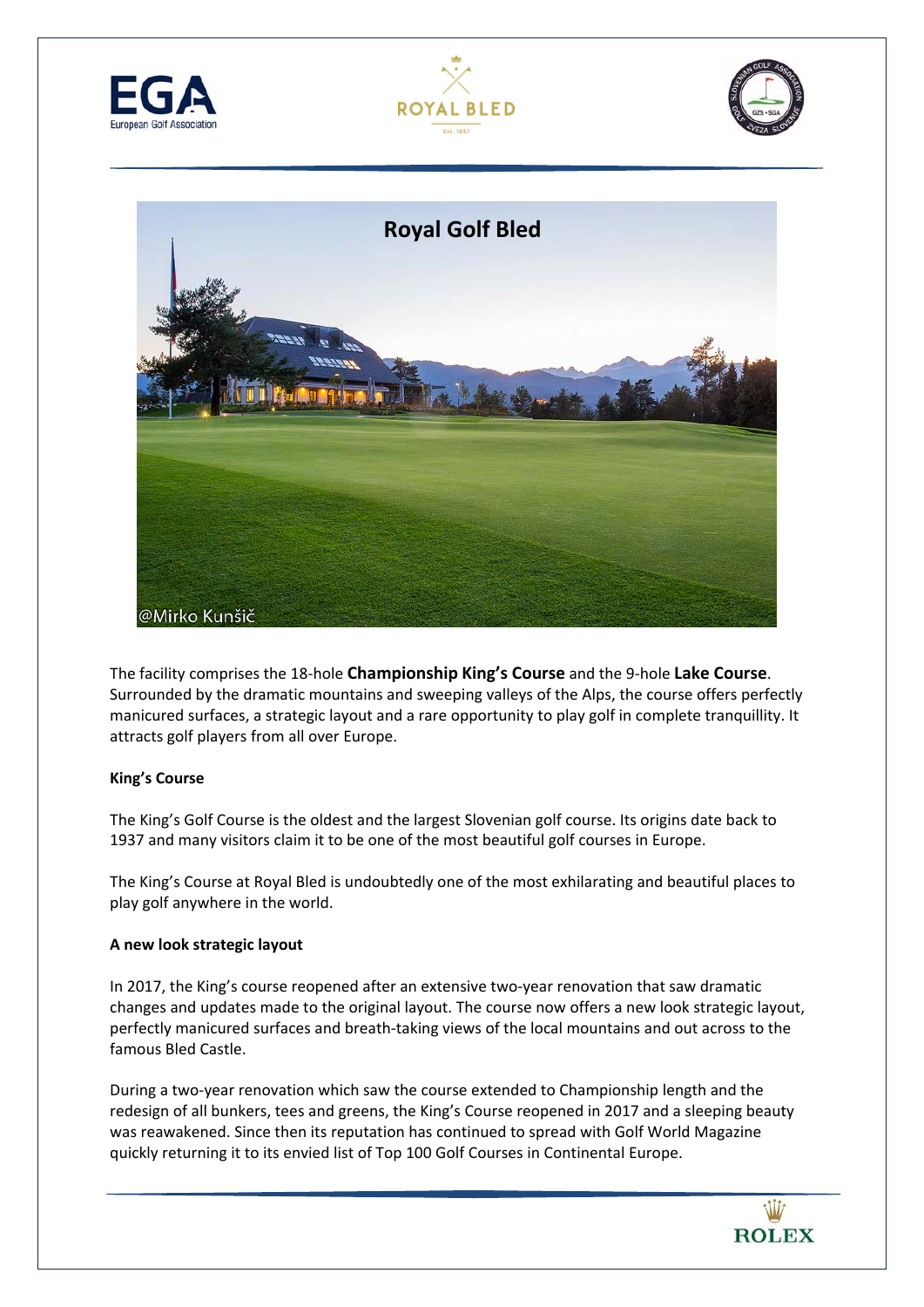# Royal Golf Bled

@Mirko Kunšič

The facility comprises the 18-hole **Championship King's Course** and the 9-hole **Lake Course**. Surrounded by the dramatic mountains and sweeping valleys of the Alps, the course offers perfectly manicured surfaces, a strategic layout and a rare opportunity to play golf in complete tranquillity. It attracts golf players from all over Europe.

**King's Course**

The King's Golf Course is the oldest and the largest Slovenian golf course. Its origins date back to 1937 and many visitors claim it to be one of the most beautiful golf courses in Europe.

The King's Course at Royal Bled is undoubtedly one of the most exhilarating and beautiful places to play golf anywhere in the world.

**A new look strategic layout**

In 2017, the King's course reopened after an extensive two-year renovation that saw dramatic changes and updates made to the original layout. The course now offers a new look strategic layout, perfectly manicured surfaces and breath-taking views of the local mountains and out across to the famous Bled Castle.

During a two-year renovation which saw the course extended to Championship length and the redesign of all bunkers, tees and greens, the King's Course reopened in 2017 and a sleeping beauty was reawakened. Since then its reputation has continued to spread with Golf World Magazine quickly returning it to its envied list of Top 100 Golf Courses in Continental Europe.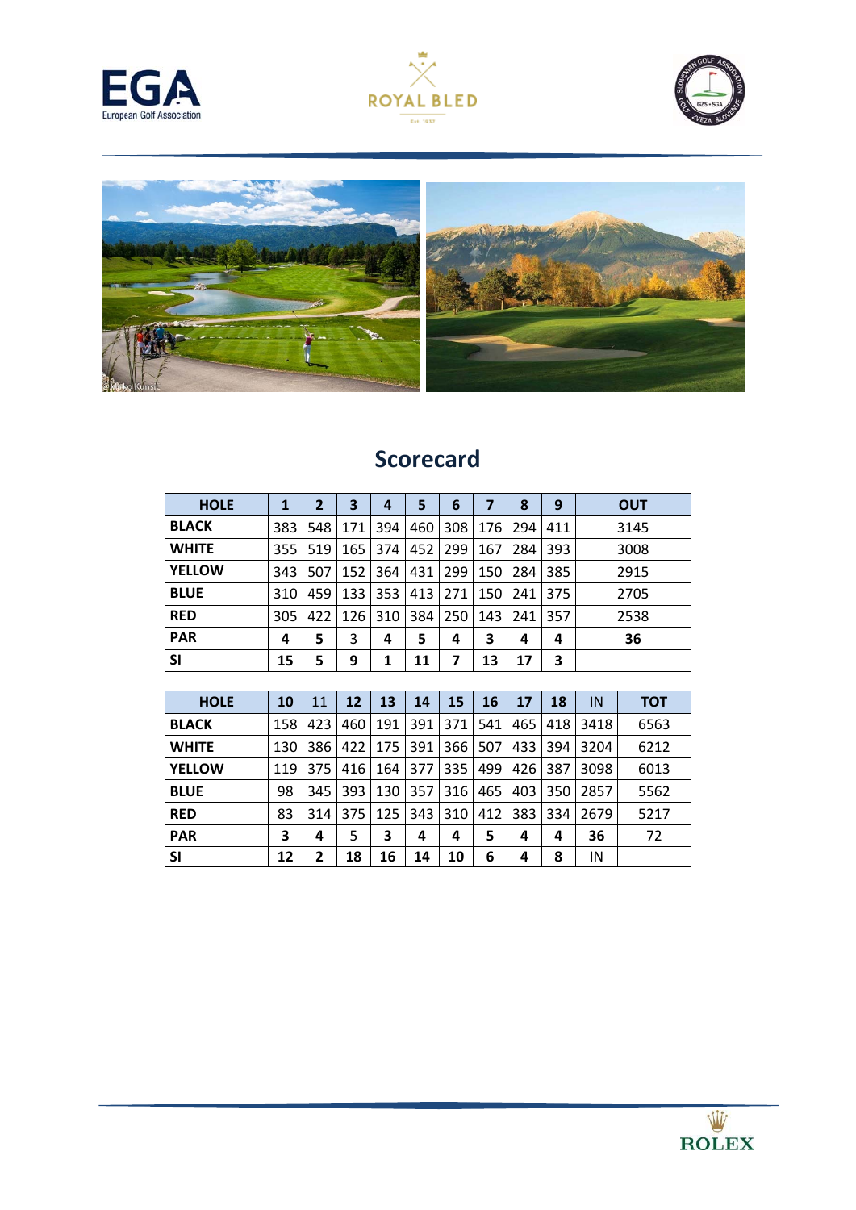## Scorecard

| HOLE | 1 | 2 | 3 | 4 | 5 | 6 | 7 | 8 | 9 | OUT |
|---|---|---|---|---|---|---|---|---|---|---|
| **BLACK** | 383 | 548 | 171 | 394 | 460 | 308 | 176 | 294 | 411 | 3145 |
| **WHITE** | 355 | 519 | 165 | 374 | 452 | 299 | 167 | 284 | 393 | 3008 |
| **YELLOW** | 343 | 507 | 152 | 364 | 431 | 299 | 150 | 284 | 385 | 2915 |
| **BLUE** | 310 | 459 | 133 | 353 | 413 | 271 | 150 | 241 | 375 | 2705 |
| **RED** | 305 | 422 | 126 | 310 | 384 | 250 | 143 | 241 | 357 | 2538 |
| **PAR** | **4** | **5** | 3 | **4** | **5** | **4** | **3** | **4** | **4** | **36** |
| **SI** | **15** | **5** | **9** | **1** | **11** | **7** | **13** | **17** | **3** | |

| HOLE | 10 | 11 | 12 | 13 | 14 | 15 | 16 | 17 | 18 | IN | TOT |
|---|---|---|---|---|---|---|---|---|---|---|---|
| **BLACK** | 158 | 423 | 460 | 191 | 391 | 371 | 541 | 465 | 418 | 3418 | 6563 |
| **WHITE** | 130 | 386 | 422 | 175 | 391 | 366 | 507 | 433 | 394 | 3204 | 6212 |
| **YELLOW** | 119 | 375 | 416 | 164 | 377 | 335 | 499 | 426 | 387 | 3098 | 6013 |
| **BLUE** | 98 | 345 | 393 | 130 | 357 | 316 | 465 | 403 | 350 | 2857 | 5562 |
| **RED** | 83 | 314 | 375 | 125 | 343 | 310 | 412 | 383 | 334 | 2679 | 5217 |
| **PAR** | **3** | **4** | 5 | **3** | **4** | **4** | **5** | **4** | **4** | **36** | 72 |
| **SI** | **12** | **2** | **18** | **16** | **14** | **10** | **6** | **4** | **8** | IN | |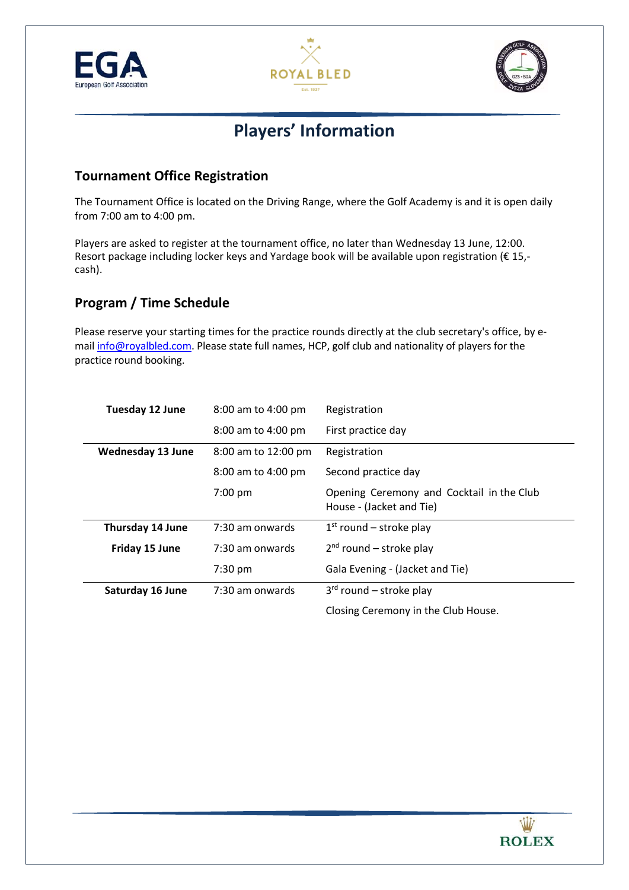# Players' Information

## Tournament Office Registration

The Tournament Office is located on the Driving Range, where the Golf Academy is and it is open daily from 7:00 am to 4:00 pm.

Players are asked to register at the tournament office, no later than Wednesday 13 June, 12:00. Resort package including locker keys and Yardage book will be available upon registration (€ 15,- cash).

## Program / Time Schedule

Please reserve your starting times for the practice rounds directly at the club secretary's office, by e-mail info@royalbled.com. Please state full names, HCP, golf club and nationality of players for the practice round booking.

| | | |
|---|---|---|
| **Tuesday 12 June** | 8:00 am to 4:00 pm | Registration |
| | 8:00 am to 4:00 pm | First practice day |
| **Wednesday 13 June** | 8:00 am to 12:00 pm | Registration |
| | 8:00 am to 4:00 pm | Second practice day |
| | 7:00 pm | Opening Ceremony and Cocktail in the Club House - (Jacket and Tie) |
| **Thursday 14 June** | 7:30 am onwards | 1st round – stroke play |
| **Friday 15 June** | 7:30 am onwards | 2nd round – stroke play |
| | 7:30 pm | Gala Evening - (Jacket and Tie) |
| **Saturday 16 June** | 7:30 am onwards | 3rd round – stroke play |
| | | Closing Ceremony in the Club House. |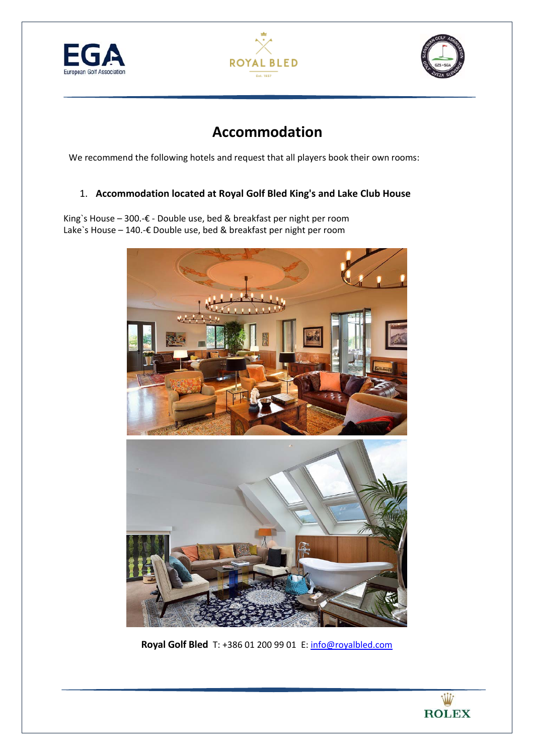# Accommodation

We recommend the following hotels and request that all players book their own rooms:

1. **Accommodation located at Royal Golf Bled King's and Lake Club House**

King`s House – 300.-€ - Double use, bed & breakfast per night per room
Lake`s House – 140.-€ Double use, bed & breakfast per night per room

**Royal Golf Bled** T: +386 01 200 99 01 E: info@royalbled.com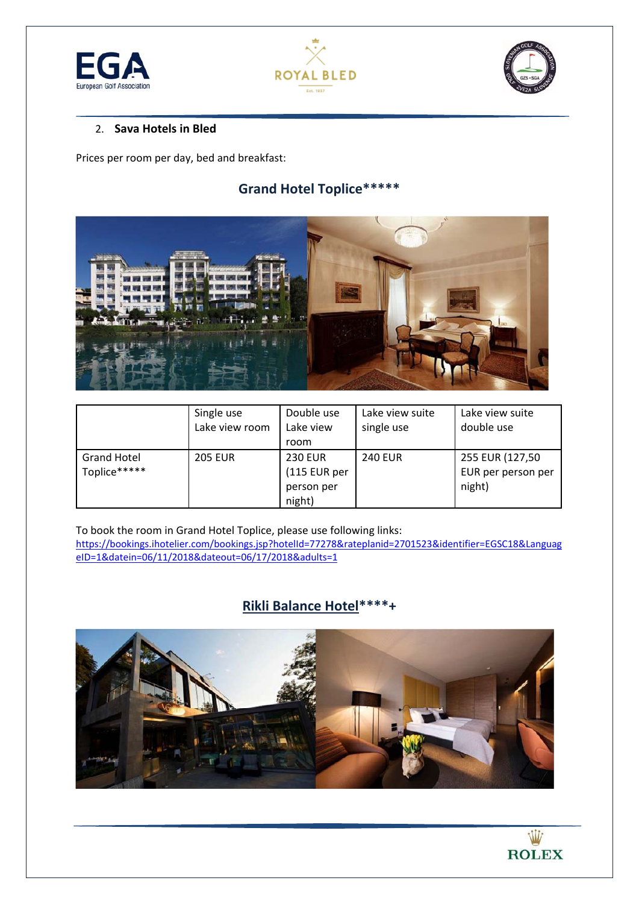2. **Sava Hotels in Bled**

Prices per room per day, bed and breakfast:

## Grand Hotel Toplice*****

| | Single use Lake view room | Double use Lake view room | Lake view suite single use | Lake view suite double use |
|---|---|---|---|---|
| Grand Hotel Toplice***** | 205 EUR | 230 EUR (115 EUR per person per night) | 240 EUR | 255 EUR (127,50 EUR per person per night) |

To book the room in Grand Hotel Toplice, please use following links:
https://bookings.ihotelier.com/bookings.jsp?hotelId=77278&rateplanid=2701523&identifier=EGSC18&LanguageID=1&datein=06/11/2018&dateout=06/17/2018&adults=1

## Rikli Balance Hotel****+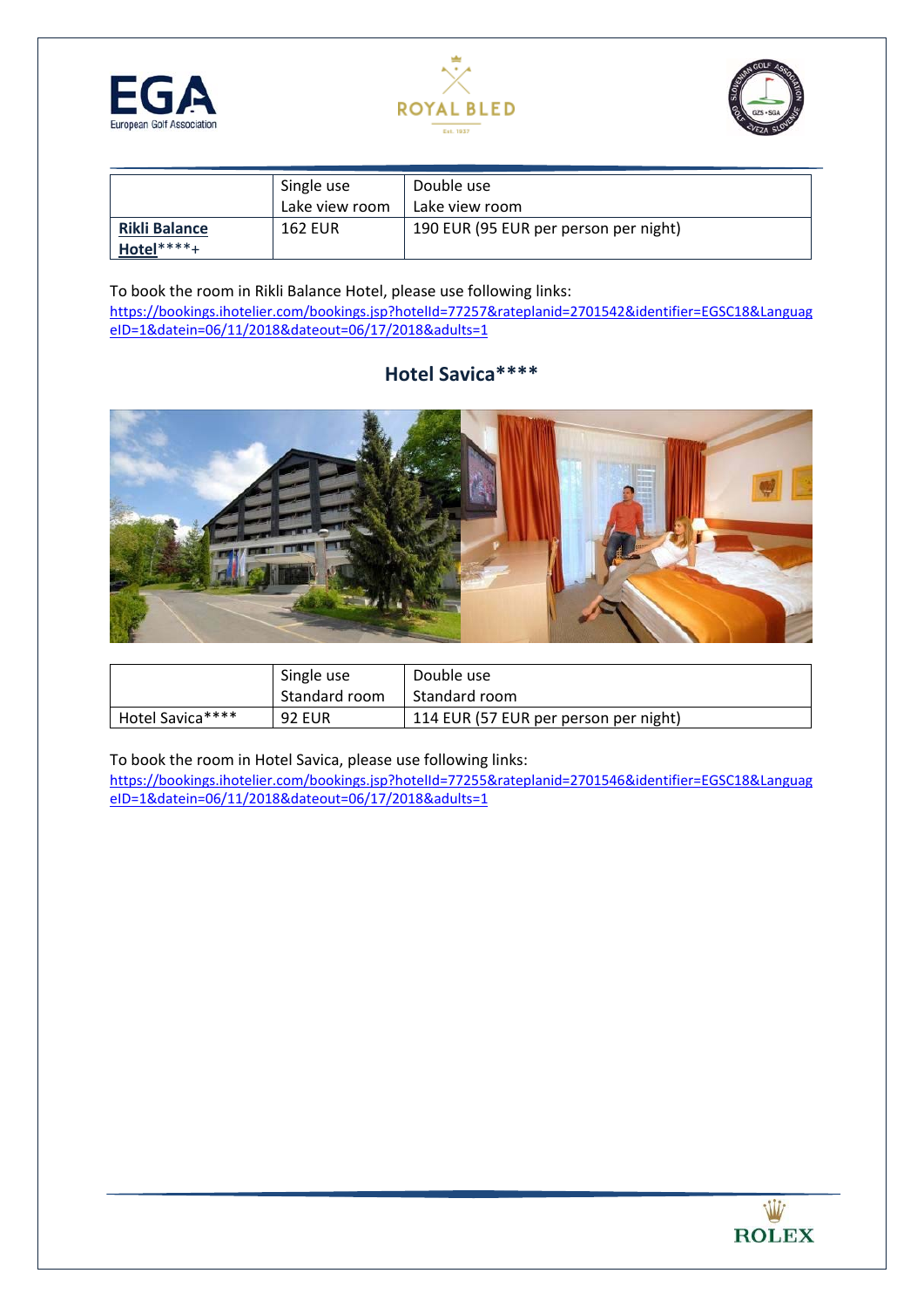| | Single use<br>Lake view room | Double use<br>Lake view room |
|---|---|---|
| **Rikli Balance Hotel******+ | 162 EUR | 190 EUR (95 EUR per person per night) |

To book the room in Rikli Balance Hotel, please use following links:
https://bookings.ihotelier.com/bookings.jsp?hotelId=77257&rateplanid=2701542&identifier=EGSC18&LanguageID=1&datein=06/11/2018&dateout=06/17/2018&adults=1

## Hotel Savica****

| | Single use<br>Standard room | Double use<br>Standard room |
|---|---|---|
| Hotel Savica**** | 92 EUR | 114 EUR (57 EUR per person per night) |

To book the room in Hotel Savica, please use following links:
https://bookings.ihotelier.com/bookings.jsp?hotelId=77255&rateplanid=2701546&identifier=EGSC18&LanguageID=1&datein=06/11/2018&dateout=06/17/2018&adults=1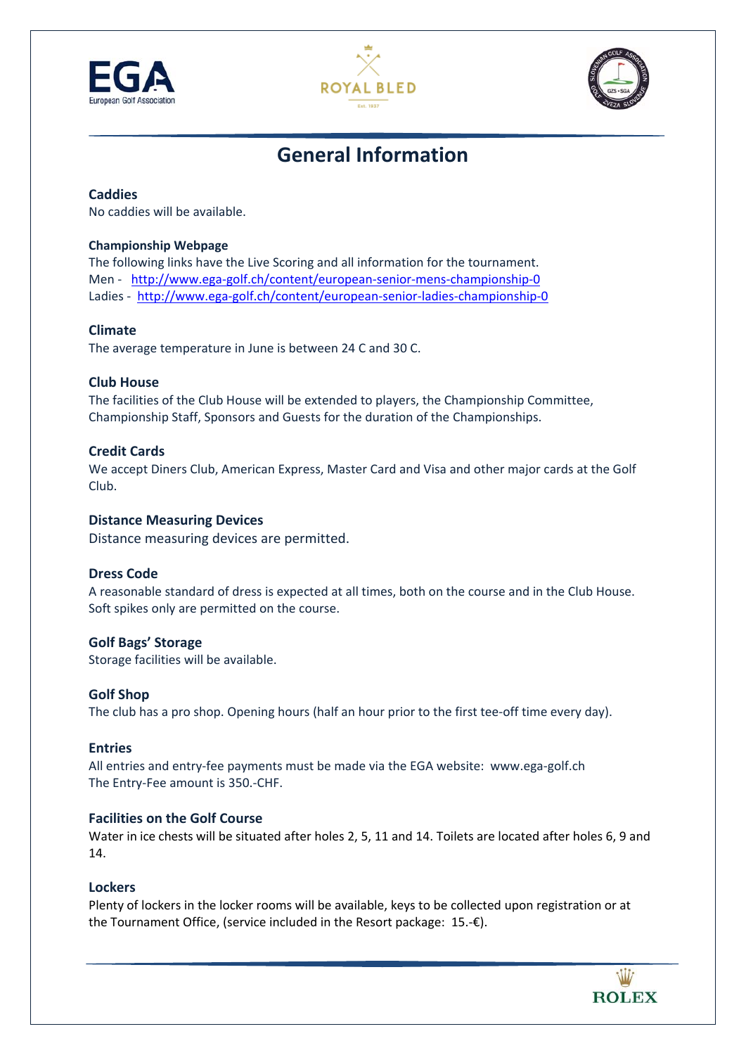# General Information

### Caddies

No caddies will be available.

**Championship Webpage**

The following links have the Live Scoring and all information for the tournament.
Men - http://www.ega-golf.ch/content/european-senior-mens-championship-0
Ladies - http://www.ega-golf.ch/content/european-senior-ladies-championship-0

### Climate

The average temperature in June is between 24 C and 30 C.

### Club House

The facilities of the Club House will be extended to players, the Championship Committee, Championship Staff, Sponsors and Guests for the duration of the Championships.

### Credit Cards

We accept Diners Club, American Express, Master Card and Visa and other major cards at the Golf Club.

### Distance Measuring Devices

Distance measuring devices are permitted.

### Dress Code

A reasonable standard of dress is expected at all times, both on the course and in the Club House. Soft spikes only are permitted on the course.

### Golf Bags' Storage

Storage facilities will be available.

### Golf Shop

The club has a pro shop. Opening hours (half an hour prior to the first tee-off time every day).

### Entries

All entries and entry-fee payments must be made via the EGA website: www.ega-golf.ch
The Entry-Fee amount is 350.-CHF.

### Facilities on the Golf Course

Water in ice chests will be situated after holes 2, 5, 11 and 14. Toilets are located after holes 6, 9 and 14.

### Lockers

Plenty of lockers in the locker rooms will be available, keys to be collected upon registration or at the Tournament Office, (service included in the Resort package: 15.-€).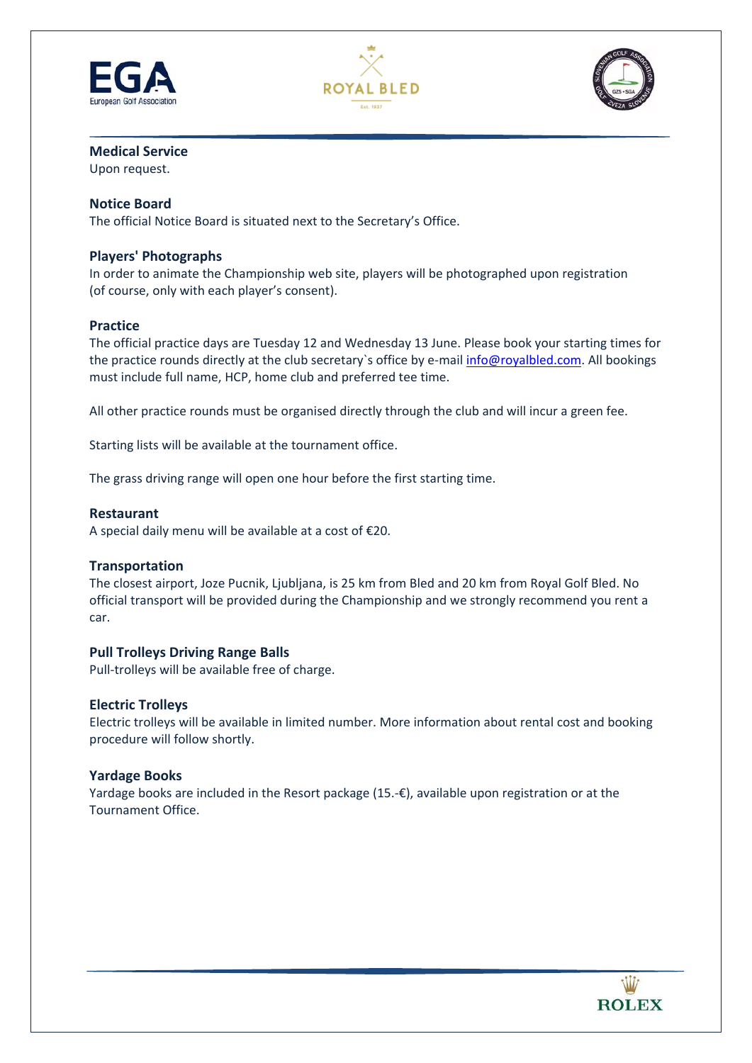**Medical Service**

Upon request.

**Notice Board**

The official Notice Board is situated next to the Secretary's Office.

**Players' Photographs**

In order to animate the Championship web site, players will be photographed upon registration (of course, only with each player's consent).

**Practice**

The official practice days are Tuesday 12 and Wednesday 13 June. Please book your starting times for the practice rounds directly at the club secretary`s office by e-mail info@royalbled.com. All bookings must include full name, HCP, home club and preferred tee time.

All other practice rounds must be organised directly through the club and will incur a green fee.

Starting lists will be available at the tournament office.

The grass driving range will open one hour before the first starting time.

**Restaurant**

A special daily menu will be available at a cost of €20.

**Transportation**

The closest airport, Joze Pucnik, Ljubljana, is 25 km from Bled and 20 km from Royal Golf Bled. No official transport will be provided during the Championship and we strongly recommend you rent a car.

**Pull Trolleys Driving Range Balls**

Pull-trolleys will be available free of charge.

**Electric Trolleys**

Electric trolleys will be available in limited number. More information about rental cost and booking procedure will follow shortly.

**Yardage Books**

Yardage books are included in the Resort package (15.-€), available upon registration or at the Tournament Office.